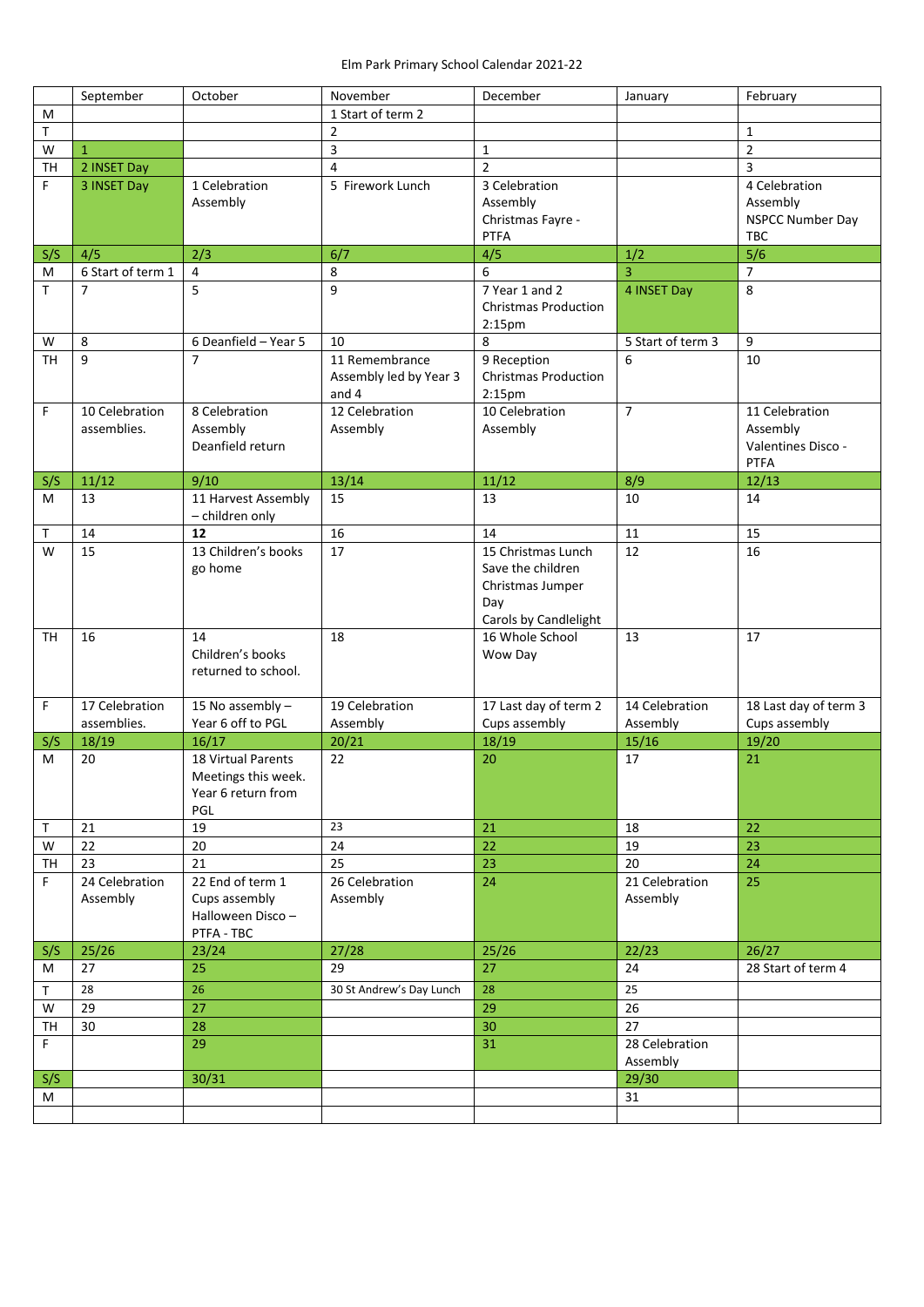Elm Park Primary School Calendar 2021-22

| | September | October | November | December | January | February |
|---|---|---|---|---|---|---|
| M | | | 1 Start of term 2 | | | |
| T | | | 2 | | | 1 |
| W | 1 | | 3 | 1 | | 2 |
| TH | 2 INSET Day | | 4 | 2 | | 3 |
| F | 3 INSET Day | 1 Celebration Assembly | 5 Firework Lunch | 3 Celebration Assembly Christmas Fayre - PTFA | | 4 Celebration Assembly NSPCC Number Day TBC |
| S/S | 4/5 | 2/3 | 6/7 | 4/5 | 1/2 | 5/6 |
| M | 6 Start of term 1 | 4 | 8 | 6 | 3 | 7 |
| T | 7 | 5 | 9 | 7 Year 1 and 2 Christmas Production 2:15pm | 4 INSET Day | 8 |
| W | 8 | 6 Deanfield – Year 5 | 10 | 8 | 5 Start of term 3 | 9 |
| TH | 9 | 7 | 11 Remembrance Assembly led by Year 3 and 4 | 9 Reception Christmas Production 2:15pm | 6 | 10 |
| F | 10 Celebration assemblies. | 8 Celebration Assembly Deanfield return | 12 Celebration Assembly | 10 Celebration Assembly | 7 | 11 Celebration Assembly Valentines Disco - PTFA |
| S/S | 11/12 | 9/10 | 13/14 | 11/12 | 8/9 | 12/13 |
| M | 13 | 11 Harvest Assembly – children only | 15 | 13 | 10 | 14 |
| T | 14 | **12** | 16 | 14 | 11 | 15 |
| W | 15 | 13 Children's books go home | 17 | 15 Christmas Lunch Save the children Christmas Jumper Day Carols by Candlelight | 12 | 16 |
| TH | 16 | 14 Children's books returned to school. | 18 | 16 Whole School Wow Day | 13 | 17 |
| F | 17 Celebration assemblies. | 15 No assembly – Year 6 off to PGL | 19 Celebration Assembly | 17 Last day of term 2 Cups assembly | 14 Celebration Assembly | 18 Last day of term 3 Cups assembly |
| S/S | 18/19 | 16/17 | 20/21 | 18/19 | 15/16 | 19/20 |
| M | 20 | 18 Virtual Parents Meetings this week. Year 6 return from PGL | 22 | 20 | 17 | 21 |
| T | 21 | 19 | 23 | 21 | 18 | 22 |
| W | 22 | 20 | 24 | 22 | 19 | 23 |
| TH | 23 | 21 | 25 | 23 | 20 | 24 |
| F | 24 Celebration Assembly | 22 End of term 1 Cups assembly Halloween Disco – PTFA - TBC | 26 Celebration Assembly | 24 | 21 Celebration Assembly | 25 |
| S/S | 25/26 | 23/24 | 27/28 | 25/26 | 22/23 | 26/27 |
| M | 27 | 25 | 29 | 27 | 24 | 28 Start of term 4 |
| T | 28 | 26 | 30 St Andrew's Day Lunch | 28 | 25 | |
| W | 29 | 27 | | 29 | 26 | |
| TH | 30 | 28 | | 30 | 27 | |
| F | | 29 | | 31 | 28 Celebration Assembly | |
| S/S | | 30/31 | | | 29/30 | |
| M | | | | | 31 | |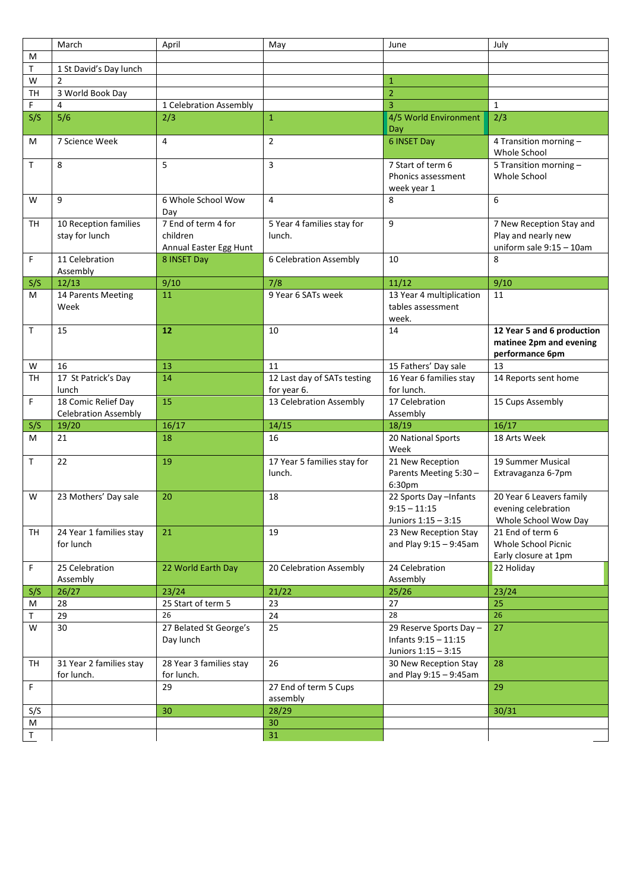| | March | April | May | June | July |
|---|---|---|---|---|---|
| M | | | | | |
| T | 1 St David's Day lunch | | | | |
| W | 2 | | | 1 | |
| TH | 3 World Book Day | | | 2 | |
| F | 4 | 1 Celebration Assembly | | 3 | 1 |
| S/S | 5/6 | 2/3 | 1 | 4/5 World Environment Day | 2/3 |
| M | 7 Science Week | 4 | 2 | 6 INSET Day | 4 Transition morning – Whole School |
| T | 8 | 5 | 3 | 7 Start of term 6 Phonics assessment week year 1 | 5 Transition morning – Whole School |
| W | 9 | 6 Whole School Wow Day | 4 | 8 | 6 |
| TH | 10 Reception families stay for lunch | 7 End of term 4 for children Annual Easter Egg Hunt | 5 Year 4 families stay for lunch. | 9 | 7 New Reception Stay and Play and nearly new uniform sale 9:15 – 10am |
| F | 11 Celebration Assembly | 8 INSET Day | 6 Celebration Assembly | 10 | 8 |
| S/S | 12/13 | 9/10 | 7/8 | 11/12 | 9/10 |
| M | 14 Parents Meeting Week | 11 | 9 Year 6 SATs week | 13 Year 4 multiplication tables assessment week. | 11 |
| T | 15 | **12** | 10 | 14 | **12 Year 5 and 6 production matinee 2pm and evening performance 6pm** |
| W | 16 | 13 | 11 | 15 Fathers' Day sale | 13 |
| TH | 17 St Patrick's Day lunch | 14 | 12 Last day of SATs testing for year 6. | 16 Year 6 families stay for lunch. | 14 Reports sent home |
| F | 18 Comic Relief Day Celebration Assembly | 15 | 13 Celebration Assembly | 17 Celebration Assembly | 15 Cups Assembly |
| S/S | 19/20 | 16/17 | 14/15 | 18/19 | 16/17 |
| M | 21 | 18 | 16 | 20 National Sports Week | 18 Arts Week |
| T | 22 | 19 | 17 Year 5 families stay for lunch. | 21 New Reception Parents Meeting 5:30 – 6:30pm | 19 Summer Musical Extravaganza 6-7pm |
| W | 23 Mothers' Day sale | 20 | 18 | 22 Sports Day –Infants 9:15 – 11:15 Juniors 1:15 – 3:15 | 20 Year 6 Leavers family evening celebration Whole School Wow Day |
| TH | 24 Year 1 families stay for lunch | 21 | 19 | 23 New Reception Stay and Play 9:15 – 9:45am | 21 End of term 6 Whole School Picnic Early closure at 1pm |
| F | 25 Celebration Assembly | 22 World Earth Day | 20 Celebration Assembly | 24 Celebration Assembly | 22 Holiday |
| S/S | 26/27 | 23/24 | 21/22 | 25/26 | 23/24 |
| M | 28 | 25 Start of term 5 | 23 | 27 | 25 |
| T | 29 | 26 | 24 | 28 | 26 |
| W | 30 | 27 Belated St George's Day lunch | 25 | 29 Reserve Sports Day – Infants 9:15 – 11:15 Juniors 1:15 – 3:15 | 27 |
| TH | 31 Year 2 families stay for lunch. | 28 Year 3 families stay for lunch. | 26 | 30 New Reception Stay and Play 9:15 – 9:45am | 28 |
| F | | 29 | 27 End of term 5 Cups assembly | | 29 |
| S/S | | 30 | 28/29 | | 30/31 |
| M | | | 30 | | |
| T | | | 31 | | |